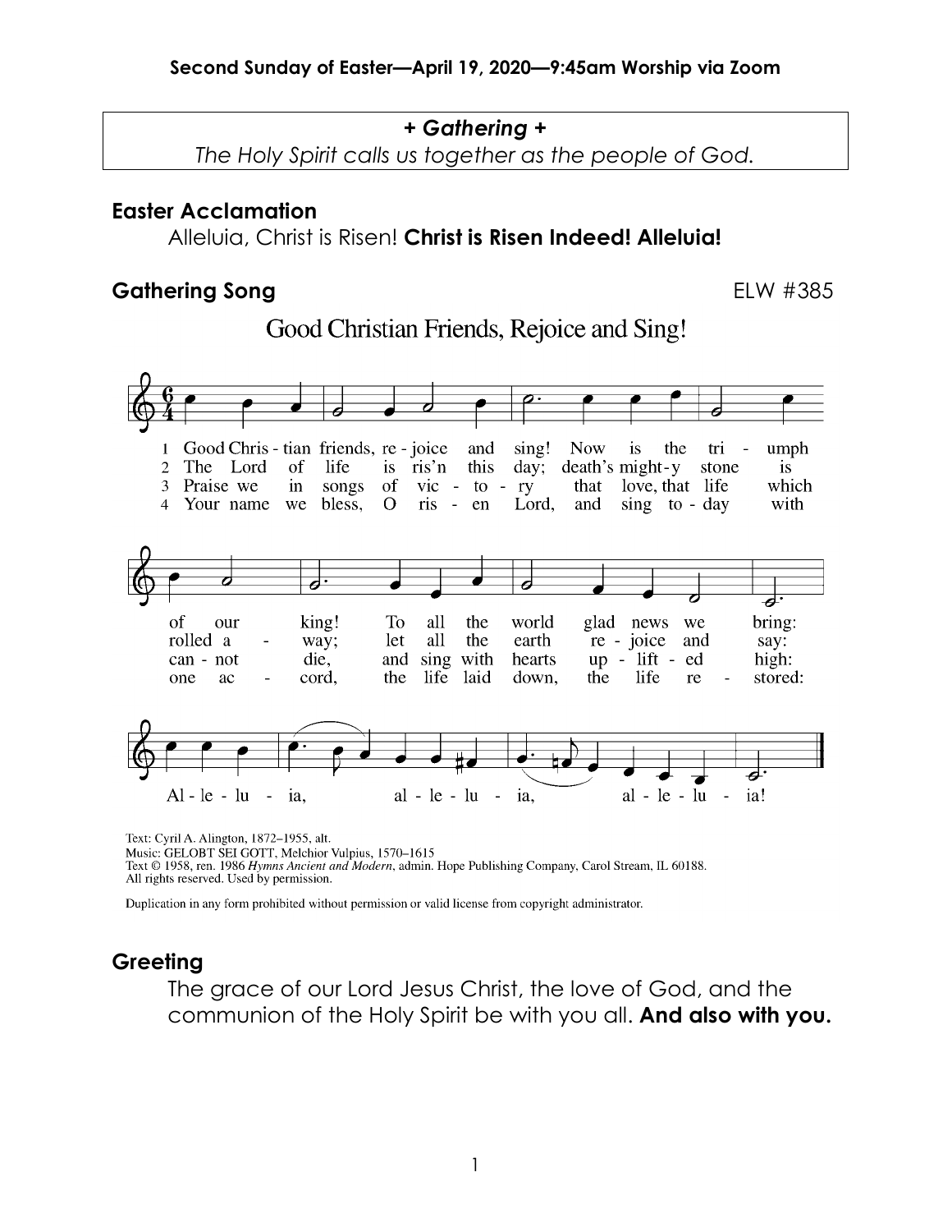**Second Sunday of Easter—April 19, 2020—9:45am Worship via Zoom**

**+ *Gathering* +**

*The Holy Spirit calls us together as the people of God.*

## Easter Acclamation

Alleluia, Christ is Risen! **Christ is Risen Indeed! Alleluia!**

## Gathering Song

ELW #385

### Good Christian Friends, Rejoice and Sing!

1 Good Christian friends, rejoice and sing! Now is the triumph of our king! To all the world glad news we bring: Alleluia, alleluia, alleluia!

2 The Lord of life is ris'n this day; death's mighty stone is rolled away; let all the earth rejoice and say: Alleluia, alleluia, alleluia!

3 Praise we in songs of victory that love, that life which cannot die, and sing with hearts uplifted high: Alleluia, alleluia, alleluia!

4 Your name we bless, O risen Lord, and sing today with one accord, the life laid down, the life restored: Alleluia, alleluia, alleluia!

Text: Cyril A. Alington, 1872–1955, alt.
Music: GELOBT SEI GOTT, Melchior Vulpius, 1570–1615
Text © 1958, ren. 1986 *Hymns Ancient and Modern*, admin. Hope Publishing Company, Carol Stream, IL 60188.
All rights reserved. Used by permission.

Duplication in any form prohibited without permission or valid license from copyright administrator.

## Greeting

The grace of our Lord Jesus Christ, the love of God, and the communion of the Holy Spirit be with you all. **And also with you.**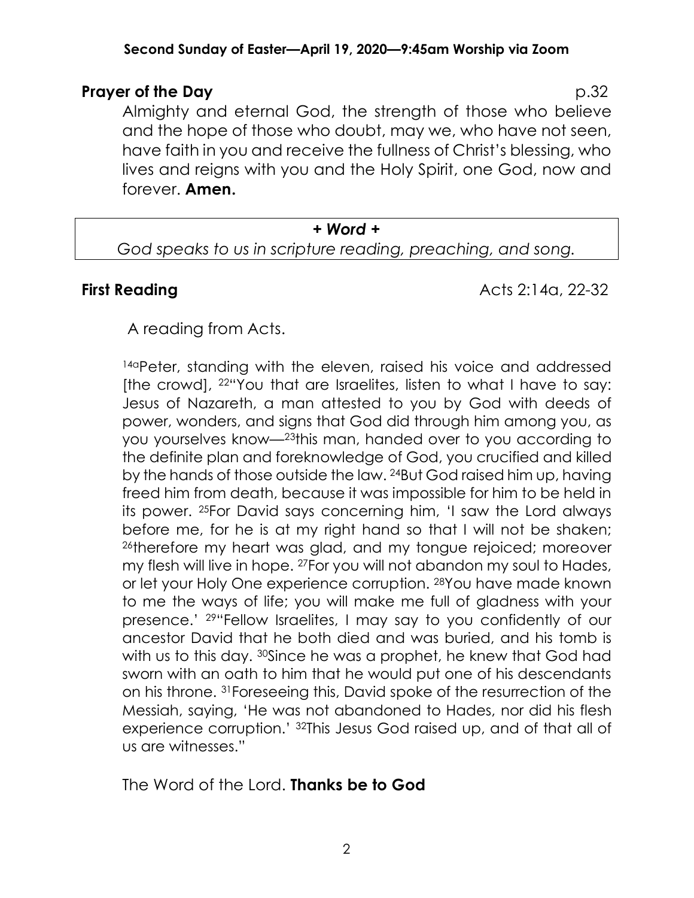**Second Sunday of Easter—April 19, 2020—9:45am Worship via Zoom**

**Prayer of the Day** p.32

Almighty and eternal God, the strength of those who believe and the hope of those who doubt, may we, who have not seen, have faith in you and receive the fullness of Christ's blessing, who lives and reigns with you and the Holy Spirit, one God, now and forever. **Amen.**

***+ Word +***

*God speaks to us in scripture reading, preaching, and song.*

**First Reading** Acts 2:14a, 22-32

A reading from Acts.

[14a]Peter, standing with the eleven, raised his voice and addressed [the crowd], [22]"You that are Israelites, listen to what I have to say: Jesus of Nazareth, a man attested to you by God with deeds of power, wonders, and signs that God did through him among you, as you yourselves know—[23]this man, handed over to you according to the definite plan and foreknowledge of God, you crucified and killed by the hands of those outside the law. [24]But God raised him up, having freed him from death, because it was impossible for him to be held in its power. [25]For David says concerning him, 'I saw the Lord always before me, for he is at my right hand so that I will not be shaken; [26]therefore my heart was glad, and my tongue rejoiced; moreover my flesh will live in hope. [27]For you will not abandon my soul to Hades, or let your Holy One experience corruption. [28]You have made known to me the ways of life; you will make me full of gladness with your presence.' [29]"Fellow Israelites, I may say to you confidently of our ancestor David that he both died and was buried, and his tomb is with us to this day. [30]Since he was a prophet, he knew that God had sworn with an oath to him that he would put one of his descendants on his throne. [31]Foreseeing this, David spoke of the resurrection of the Messiah, saying, 'He was not abandoned to Hades, nor did his flesh experience corruption.' [32]This Jesus God raised up, and of that all of us are witnesses."

The Word of the Lord. **Thanks be to God**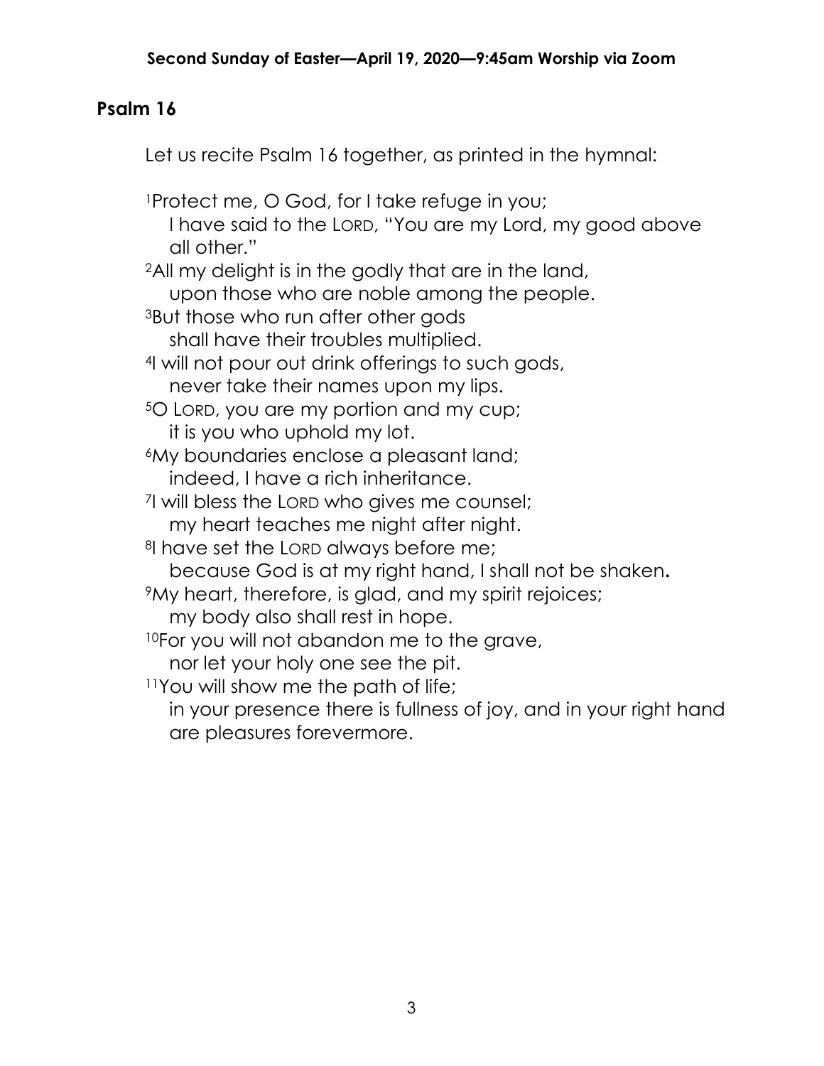## Psalm 16

Let us recite Psalm 16 together, as printed in the hymnal:

[1]Protect me, O God, for I take refuge in you;  
I have said to the LORD, "You are my Lord, my good above all other."  
[2]All my delight is in the godly that are in the land,  
upon those who are noble among the people.  
[3]But those who run after other gods  
shall have their troubles multiplied.  
[4]I will not pour out drink offerings to such gods,  
never take their names upon my lips.  
[5]O LORD, you are my portion and my cup;  
it is you who uphold my lot.  
[6]My boundaries enclose a pleasant land;  
indeed, I have a rich inheritance.  
[7]I will bless the LORD who gives me counsel;  
my heart teaches me night after night.  
[8]I have set the LORD always before me;  
because God is at my right hand, I shall not be shaken**.**  
[9]My heart, therefore, is glad, and my spirit rejoices;  
my body also shall rest in hope.  
[10]For you will not abandon me to the grave,  
nor let your holy one see the pit.  
[11]You will show me the path of life;  
in your presence there is fullness of joy, and in your right hand are pleasures forevermore.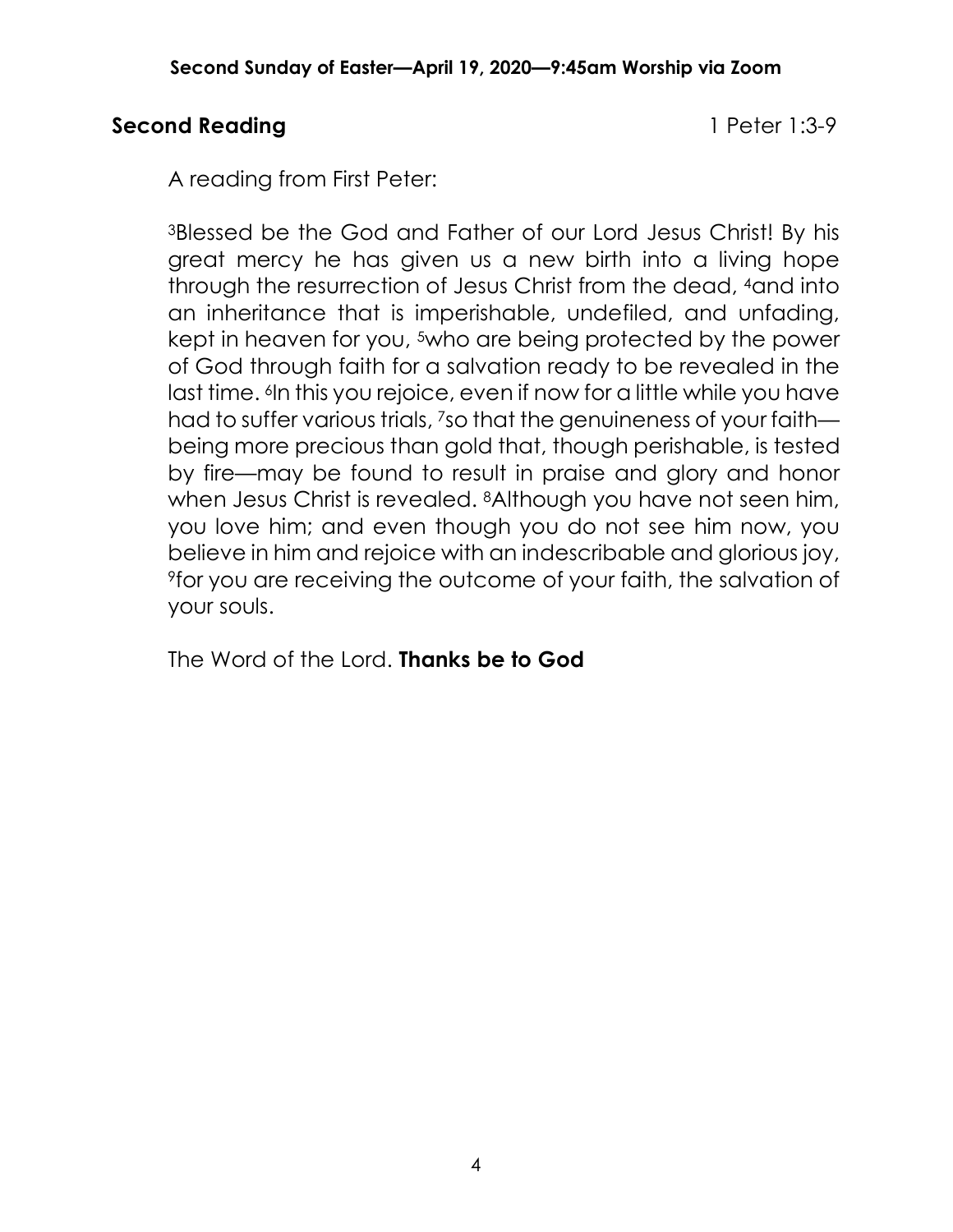**Second Reading** 1 Peter 1:3-9

A reading from First Peter:

[3]Blessed be the God and Father of our Lord Jesus Christ! By his great mercy he has given us a new birth into a living hope through the resurrection of Jesus Christ from the dead, [4]and into an inheritance that is imperishable, undefiled, and unfading, kept in heaven for you, [5]who are being protected by the power of God through faith for a salvation ready to be revealed in the last time. [6]In this you rejoice, even if now for a little while you have had to suffer various trials, [7]so that the genuineness of your faith—being more precious than gold that, though perishable, is tested by fire—may be found to result in praise and glory and honor when Jesus Christ is revealed. [8]Although you have not seen him, you love him; and even though you do not see him now, you believe in him and rejoice with an indescribable and glorious joy, [9]for you are receiving the outcome of your faith, the salvation of your souls.

The Word of the Lord. **Thanks be to God**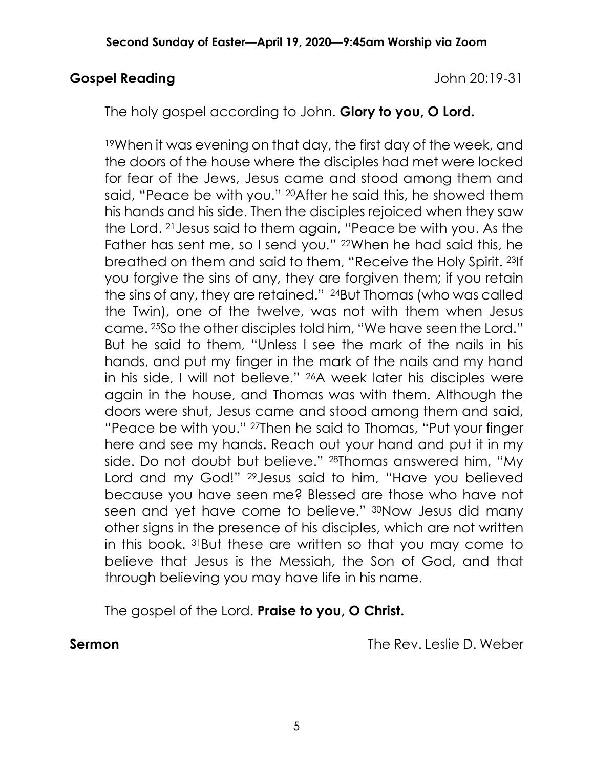**Gospel Reading** John 20:19-31

The holy gospel according to John. **Glory to you, O Lord.**

[19]When it was evening on that day, the first day of the week, and the doors of the house where the disciples had met were locked for fear of the Jews, Jesus came and stood among them and said, "Peace be with you." [20]After he said this, he showed them his hands and his side. Then the disciples rejoiced when they saw the Lord. [21]Jesus said to them again, "Peace be with you. As the Father has sent me, so I send you." [22]When he had said this, he breathed on them and said to them, "Receive the Holy Spirit. [23]If you forgive the sins of any, they are forgiven them; if you retain the sins of any, they are retained." [24]But Thomas (who was called the Twin), one of the twelve, was not with them when Jesus came. [25]So the other disciples told him, "We have seen the Lord." But he said to them, "Unless I see the mark of the nails in his hands, and put my finger in the mark of the nails and my hand in his side, I will not believe." [26]A week later his disciples were again in the house, and Thomas was with them. Although the doors were shut, Jesus came and stood among them and said, "Peace be with you." [27]Then he said to Thomas, "Put your finger here and see my hands. Reach out your hand and put it in my side. Do not doubt but believe." [28]Thomas answered him, "My Lord and my God!" [29]Jesus said to him, "Have you believed because you have seen me? Blessed are those who have not seen and yet have come to believe." [30]Now Jesus did many other signs in the presence of his disciples, which are not written in this book. [31]But these are written so that you may come to believe that Jesus is the Messiah, the Son of God, and that through believing you may have life in his name.

The gospel of the Lord. **Praise to you, O Christ.**

**Sermon** The Rev. Leslie D. Weber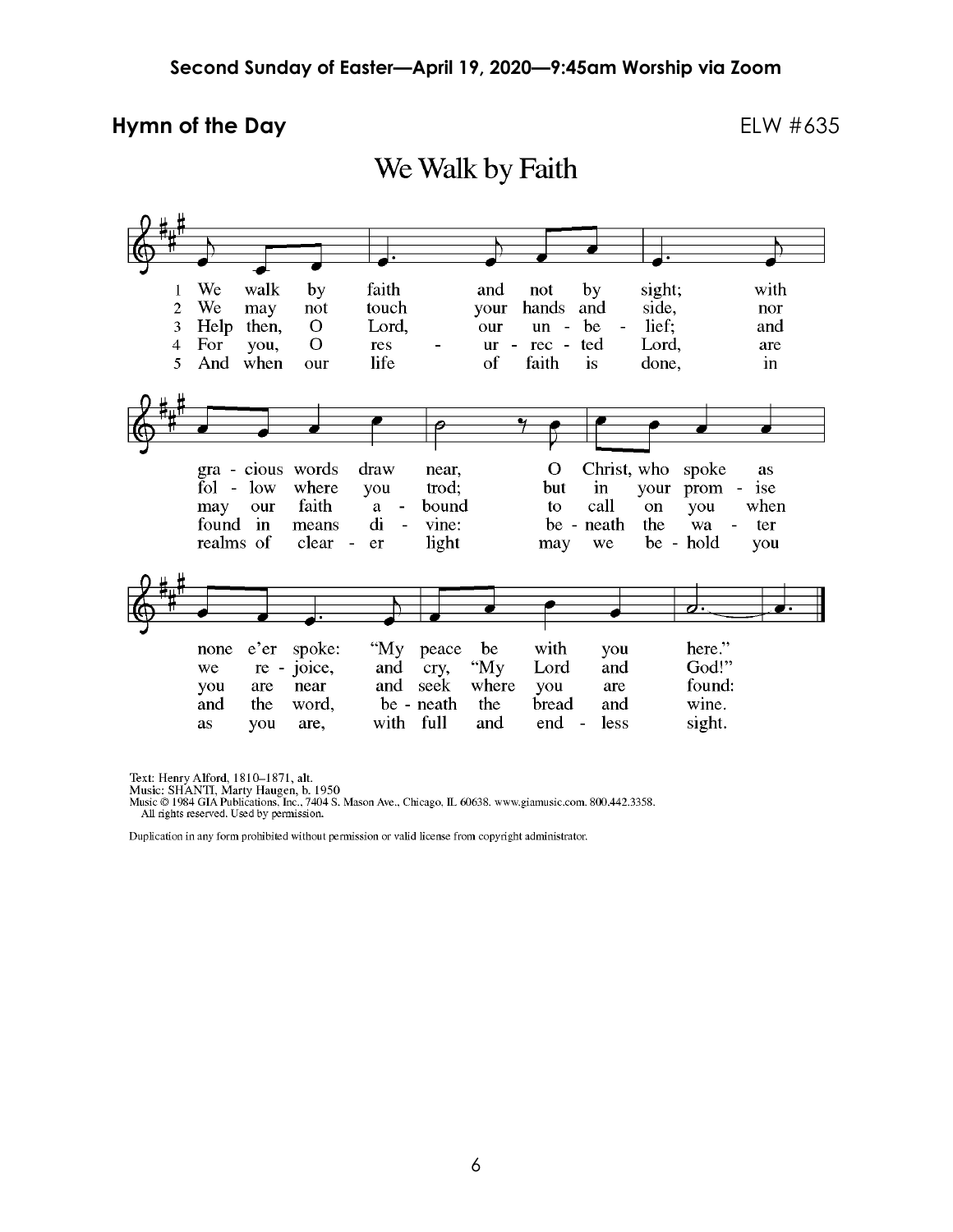## Hymn of the Day

ELW #635

# We Walk by Faith

1 We walk by faith and not by sight; with gracious words draw near, O Christ, who spoke as none e'er spoke: "My peace be with you here."

2 We may not touch your hands and side, nor follow where you trod; but in your promise we rejoice, and cry, "My Lord and God!"

3 Help then, O Lord, our unbelief; and may our faith abound to call on you when you are near and seek where you are found:

4 For you, O resurrected Lord, are found in means divine: beneath the water and the word, beneath the bread and wine.

5 And when our life of faith is done, in realms of clearer light may we behold you as you are, with full and endless sight.

Text: Henry Alford, 1810–1871, alt.
Music: SHANTI, Marty Haugen, b. 1950
Music © 1984 GIA Publications, Inc., 7404 S. Mason Ave., Chicago, IL 60638. www.giamusic.com. 800.442.3358.
All rights reserved. Used by permission.

Duplication in any form prohibited without permission or valid license from copyright administrator.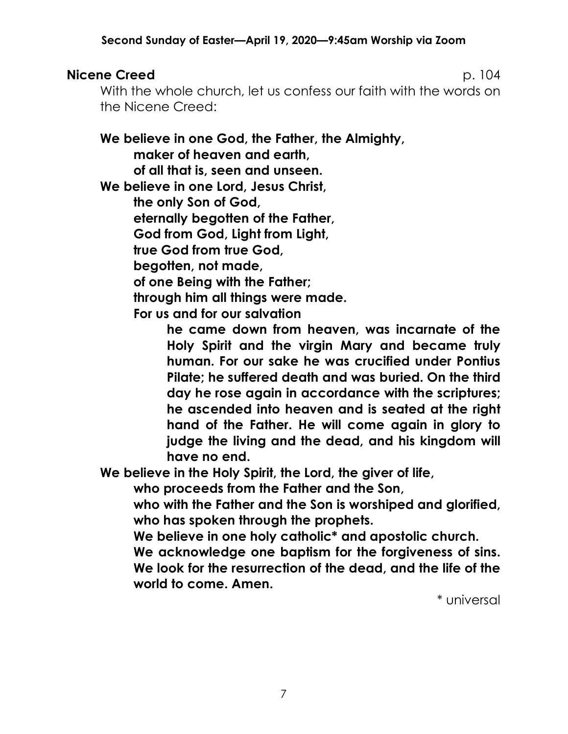**Nicene Creed** p. 104

With the whole church, let us confess our faith with the words on the Nicene Creed:

**We believe in one God, the Father, the Almighty,**
**maker of heaven and earth,**
**of all that is, seen and unseen.**
**We believe in one Lord, Jesus Christ,**
**the only Son of God,**
**eternally begotten of the Father,**
**God from God, Light from Light,**
**true God from true God,**
**begotten, not made,**
**of one Being with the Father;**
**through him all things were made.**
**For us and for our salvation**
**he came down from heaven, was incarnate of the Holy Spirit and the virgin Mary and became truly human. For our sake he was crucified under Pontius Pilate; he suffered death and was buried. On the third day he rose again in accordance with the scriptures; he ascended into heaven and is seated at the right hand of the Father. He will come again in glory to judge the living and the dead, and his kingdom will have no end.**
**We believe in the Holy Spirit, the Lord, the giver of life,**
**who proceeds from the Father and the Son,**
**who with the Father and the Son is worshiped and glorified,**
**who has spoken through the prophets.**
**We believe in one holy catholic* and apostolic church.**
**We acknowledge one baptism for the forgiveness of sins.**
**We look for the resurrection of the dead, and the life of the world to come. Amen.**

\* universal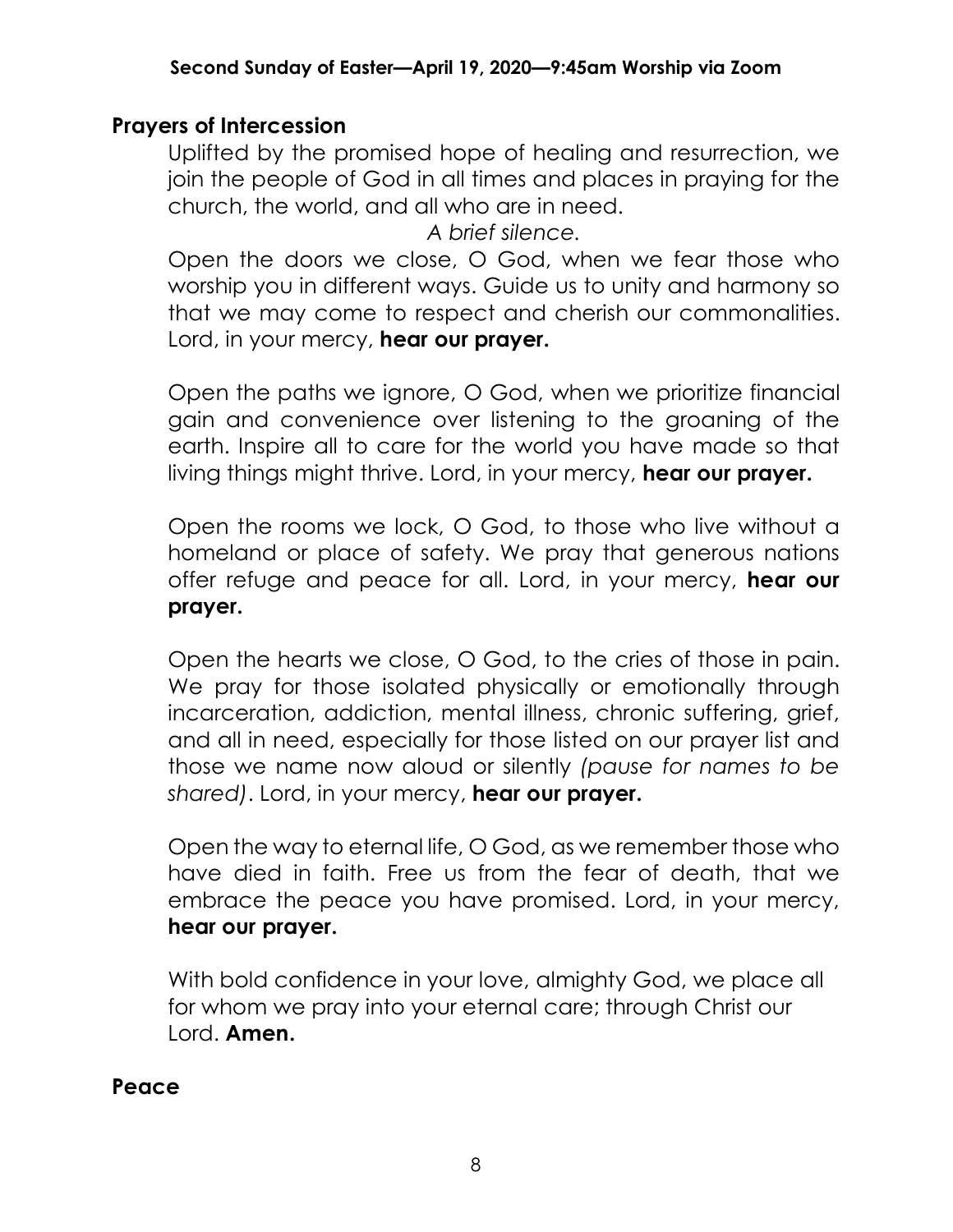## Prayers of Intercession

Uplifted by the promised hope of healing and resurrection, we join the people of God in all times and places in praying for the church, the world, and all who are in need.

*A brief silence.*

Open the doors we close, O God, when we fear those who worship you in different ways. Guide us to unity and harmony so that we may come to respect and cherish our commonalities. Lord, in your mercy, **hear our prayer.**

Open the paths we ignore, O God, when we prioritize financial gain and convenience over listening to the groaning of the earth. Inspire all to care for the world you have made so that living things might thrive. Lord, in your mercy, **hear our prayer.**

Open the rooms we lock, O God, to those who live without a homeland or place of safety. We pray that generous nations offer refuge and peace for all. Lord, in your mercy, **hear our prayer.**

Open the hearts we close, O God, to the cries of those in pain. We pray for those isolated physically or emotionally through incarceration, addiction, mental illness, chronic suffering, grief, and all in need, especially for those listed on our prayer list and those we name now aloud or silently *(pause for names to be shared)*. Lord, in your mercy, **hear our prayer.**

Open the way to eternal life, O God, as we remember those who have died in faith. Free us from the fear of death, that we embrace the peace you have promised. Lord, in your mercy, **hear our prayer.**

With bold confidence in your love, almighty God, we place all for whom we pray into your eternal care; through Christ our Lord. **Amen.**

## Peace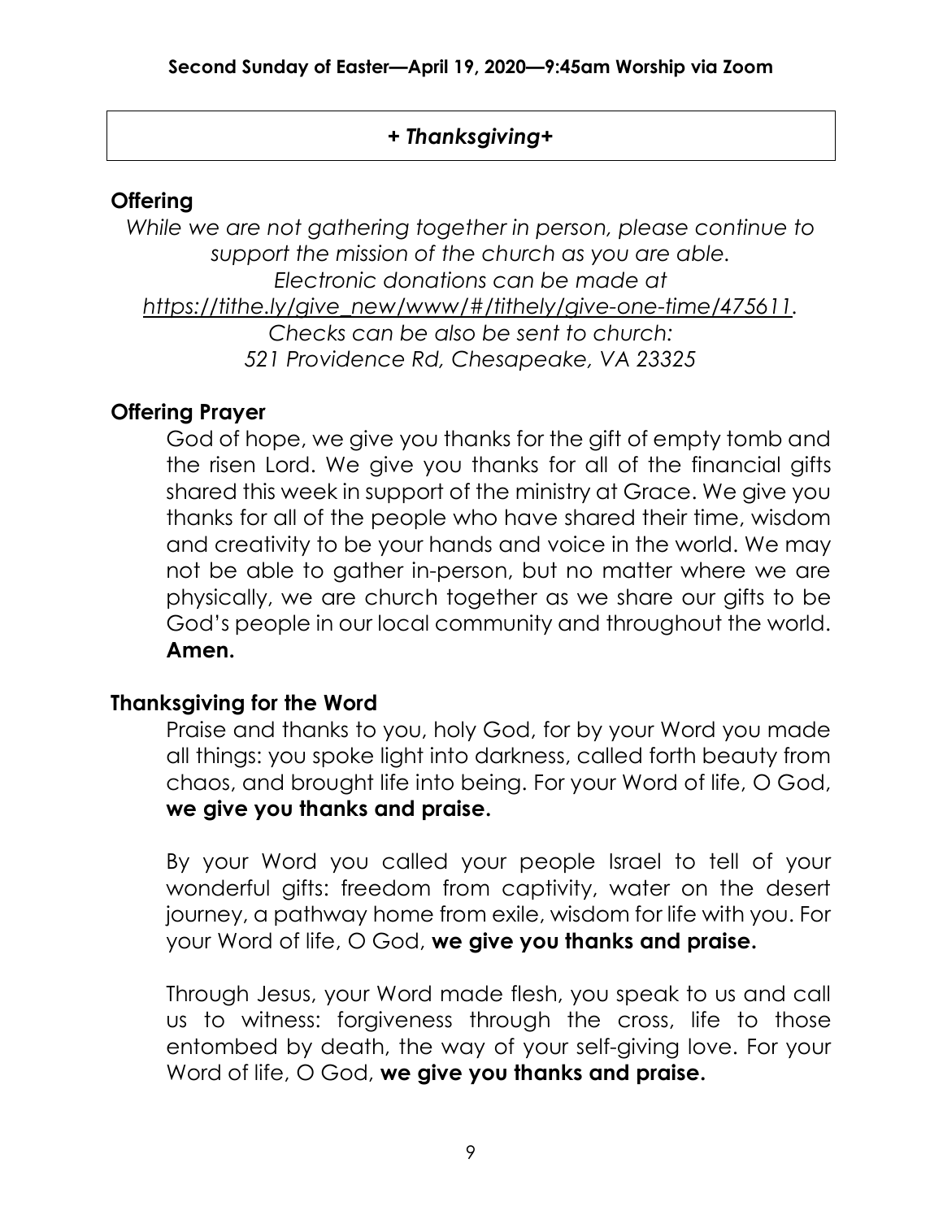## *+ Thanksgiving+*

### Offering

*While we are not gathering together in person, please continue to support the mission of the church as you are able.*
*Electronic donations can be made at*
*https://tithe.ly/give_new/www/#/tithely/give-one-time/475611.*
*Checks can be also be sent to church:*
*521 Providence Rd, Chesapeake, VA 23325*

### Offering Prayer

God of hope, we give you thanks for the gift of empty tomb and the risen Lord. We give you thanks for all of the financial gifts shared this week in support of the ministry at Grace. We give you thanks for all of the people who have shared their time, wisdom and creativity to be your hands and voice in the world. We may not be able to gather in-person, but no matter where we are physically, we are church together as we share our gifts to be God's people in our local community and throughout the world. **Amen.**

### Thanksgiving for the Word

Praise and thanks to you, holy God, for by your Word you made all things: you spoke light into darkness, called forth beauty from chaos, and brought life into being. For your Word of life, O God, **we give you thanks and praise.**

By your Word you called your people Israel to tell of your wonderful gifts: freedom from captivity, water on the desert journey, a pathway home from exile, wisdom for life with you. For your Word of life, O God, **we give you thanks and praise.**

Through Jesus, your Word made flesh, you speak to us and call us to witness: forgiveness through the cross, life to those entombed by death, the way of your self-giving love. For your Word of life, O God, **we give you thanks and praise.**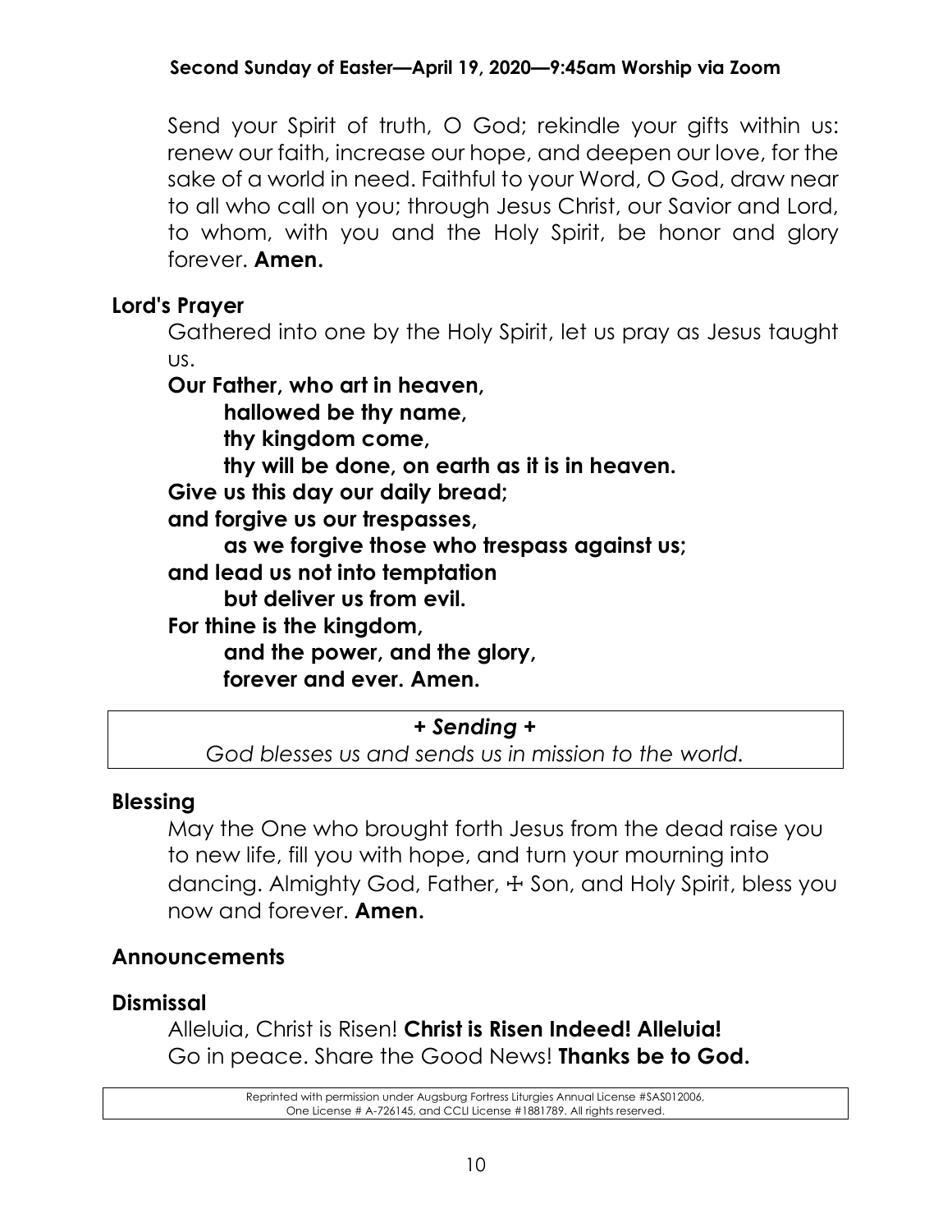Send your Spirit of truth, O God; rekindle your gifts within us: renew our faith, increase our hope, and deepen our love, for the sake of a world in need. Faithful to your Word, O God, draw near to all who call on you; through Jesus Christ, our Savior and Lord, to whom, with you and the Holy Spirit, be honor and glory forever. **Amen.**

## Lord's Prayer

Gathered into one by the Holy Spirit, let us pray as Jesus taught us.

**Our Father, who art in heaven,**
**hallowed be thy name,**
**thy kingdom come,**
**thy will be done, on earth as it is in heaven.**
**Give us this day our daily bread;**
**and forgive us our trespasses,**
**as we forgive those who trespass against us;**
**and lead us not into temptation**
**but deliver us from evil.**
**For thine is the kingdom,**
**and the power, and the glory,**
**forever and ever. Amen.**

***+ Sending +***

*God blesses us and sends us in mission to the world.*

## Blessing

May the One who brought forth Jesus from the dead raise you to new life, fill you with hope, and turn your mourning into dancing. Almighty God, Father, ☩ Son, and Holy Spirit, bless you now and forever. **Amen.**

## Announcements

## Dismissal

Alleluia, Christ is Risen! **Christ is Risen Indeed! Alleluia!**
Go in peace. Share the Good News! **Thanks be to God.**

Reprinted with permission under Augsburg Fortress Liturgies Annual License #SAS012006, One License # A-726145, and CCLI License #1881789. All rights reserved.